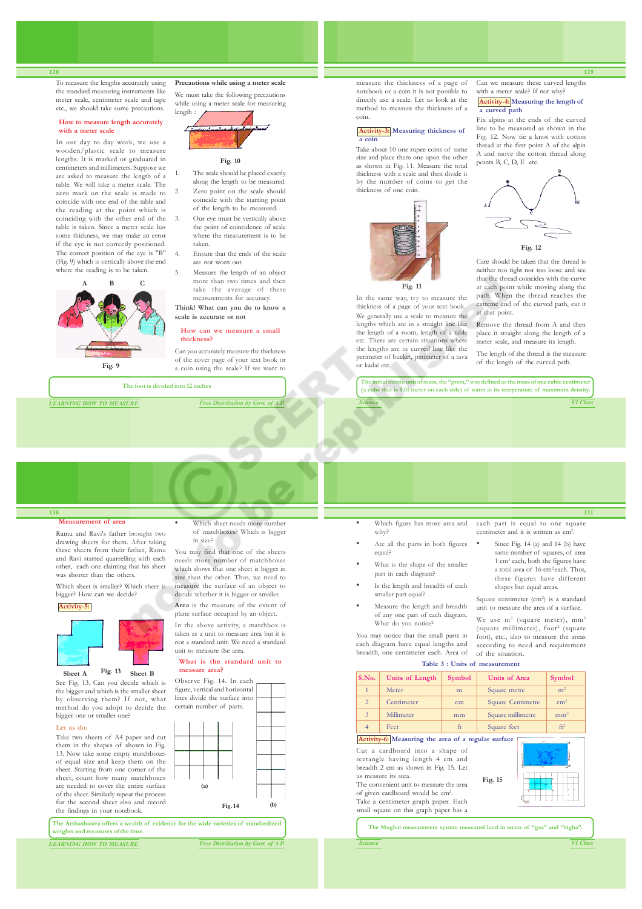To measure the lengths accurately using the standard measuring instruments like meter scale, centimeter scale and tape etc., we should take some precautions.

### How to measure length accurately with a meter scale

In our day to day work, we use a wooden/plastic scale to measure lengths. It is marked or graduated in centimeters and millimeters. Suppose we are asked to measure the length of a table. We will take a meter scale. The zero mark on the scale is made to coincide with one end of the table and the reading at the point which is coinciding with the other end of the table is taken. Since a meter scale has some thickness, we may make an error if the eye is not correctly positioned. The correct position of the eye is "B" (Fig. 9) which is vertically above the end where the reading is to be taken.

A B C

Fig. 9

### Precautions while using a meter scale

We must take the following precautions while using a meter scale for measuring length :

Fig. 10

1. The scale should be placed exactly along the length to be measured.
2. Zero point on the scale should coincide with the starting point of the length to be measured.
3. Our eye must be vertically above the point of coincidence of scale where the measurement is to be taken.
4. Ensure that the ends of the scale are not worn out.
5. Measure the length of an object more than two times and then take the average of these measurements for accuracy.

**Think! What can you do to know a scale is accurate or not**

### How can we measure a small thickness?

Can you accurately measure the thickness of the cover page of your text book or a coin using the scale? If we want to measure the thickness of a page of notebook or a coin it is not possible to directly use a scale. Let us look at the method to measure the thickness of a coin.

The foot is divided into 12 inches

### Activity-3: Measuring thickness of a coin

Take about 10 one rupee coins of same size and place them one upon the other as shown in Fig. 11. Measure the total thickness with a scale and then divide it by the number of coins to get the thickness of one coin.

Fig. 11

In the same way, try to measure the thickness of a page of your text book.

We generally use a scale to measure the lengths which are in a straight line like the length of a room, length of a table etc. There are certain situations where the lengths are in curved line like the perimeter of bucket, perimeter of a tava or kadai etc.

Can we measure these curved lengths with a meter scale? If not why?

### Activity-4: Measuring the length of a curved path

Fix alpins at the ends of the curved line to be measured as shown in the Fig. 12. Now tie a knot with cotton thread at the first point A of the alpin A and move the cotton thread along points B, C, D, E etc.

Fig. 12

Care should be taken that the thread is neither too tight nor too loose and see that the thread coincides with the curve at each point while moving along the path. When the thread reaches the extreme end of the curved path, cut it at that point.

Remove the thread from A and then place it straight along the length of a meter scale, and measure its length.

The length of the thread is the measure of the length of the curved path.

The initial metric unit of mass, the "gram," was defined as the mass of one cubic centimeter (a cube that is 0.01 meter on each side) of water at its temperature of maximum density.

### Measurement of area

Ramu and Ravi's father brought two drawing sheets for them. After taking these sheets from their father, Ramu and Ravi started quarrelling with each other, each one claiming that his sheet was shorter than the others.

Which sheet is smaller? Which sheet is bigger? How can we decide?

### Activity-5:

Sheet A Fig. 13 Sheet B

See Fig. 13. Can you decide which is the bigger and which is the smaller sheet by observing them? If not, what method do you adopt to decide the bigger one or smaller one?

**Let us do:**

Take two sheets of A4 paper and cut them in the shapes of shown in Fig. 13. Now take some empty matchboxes of equal size and keep them on the sheet. Starting from one corner of the sheet, count how many matchboxes are needed to cover the entire surface of the sheet. Similarly repeat the process for the second sheet also and record the findings in your notebook.

- Which sheet needs more number of matchboxes? Which is bigger in size?

You may find that one of the sheets needs more number of matchboxes which shows that one sheet is bigger in size than the other. Thus, we need to measure the surface of an object to decide whether it is bigger or smaller.

**Area** is the measure of the extent of plane surface occupied by an object.

In the above activity, a matchbox is taken as a unit to measure area but it is not a standard unit. We need a standard unit to measure the area.

### What is the standard unit to measure area?

Observe Fig. 14. In each figure, vertical and horizontal lines divide the surface into certain number of parts.

(a) Fig. 14 (b)

The Arthashastra offers a wealth of evidence for the wide varieties of standardized weights and measures of the time.

- Which figure has more area and why?
- Are all the parts in both figures equal?
- What is the shape of the smaller part in each diagram?
- Is the length and breadth of each smaller part equal?
- Measure the length and breadth of any one part of each diagram. What do you notice?

You may notice that the small parts in each diagram have equal lengths and breadth, one centimeter each. Area of each part is equal to one square centimeter and it is written as $cm^2$.

- Since Fig. 14 (a) and 14 (b) have same number of squares, of area 1 $cm^2$ each, both the figures have a total area of 16 $cm^2$ each. Thus, these figures have different shapes but equal areas.

Square centimeter ($cm^2$) is a standard unit to measure the area of a surface.

We use $m^2$ (square meter), $mm^2$ (square millimeter), $foot^2$ (square foot), etc., also to measure the areas according to need and requirement of the situation.

**Table 3 : Units of measurement**

| S.No. | Units of Length | Symbol | Units of Area | Symbol |
|---|---|---|---|---|
| 1 | Meter | m | Square metre | $m^2$ |
| 2 | Centimeter | cm | Square Centimetre | $cm^2$ |
| 3 | Millimeter | mm | Square millimetre | $mm^2$ |
| 4 | Feet | ft | Square feet | $ft^2$ |

### Activity-6: Measuring the area of a regular surface

Cut a cardboard into a shape of rectangle having length 4 cm and breadth 2 cm as shown in Fig. 15. Let us measure its area.

The convenient unit to measure the area of given cardboard would be $cm^2$.

Take a centimeter graph paper. Each small square on this graph paper has a

Fig. 15

The Mughal measurement system measured land in terms of "gaz" and "bigha".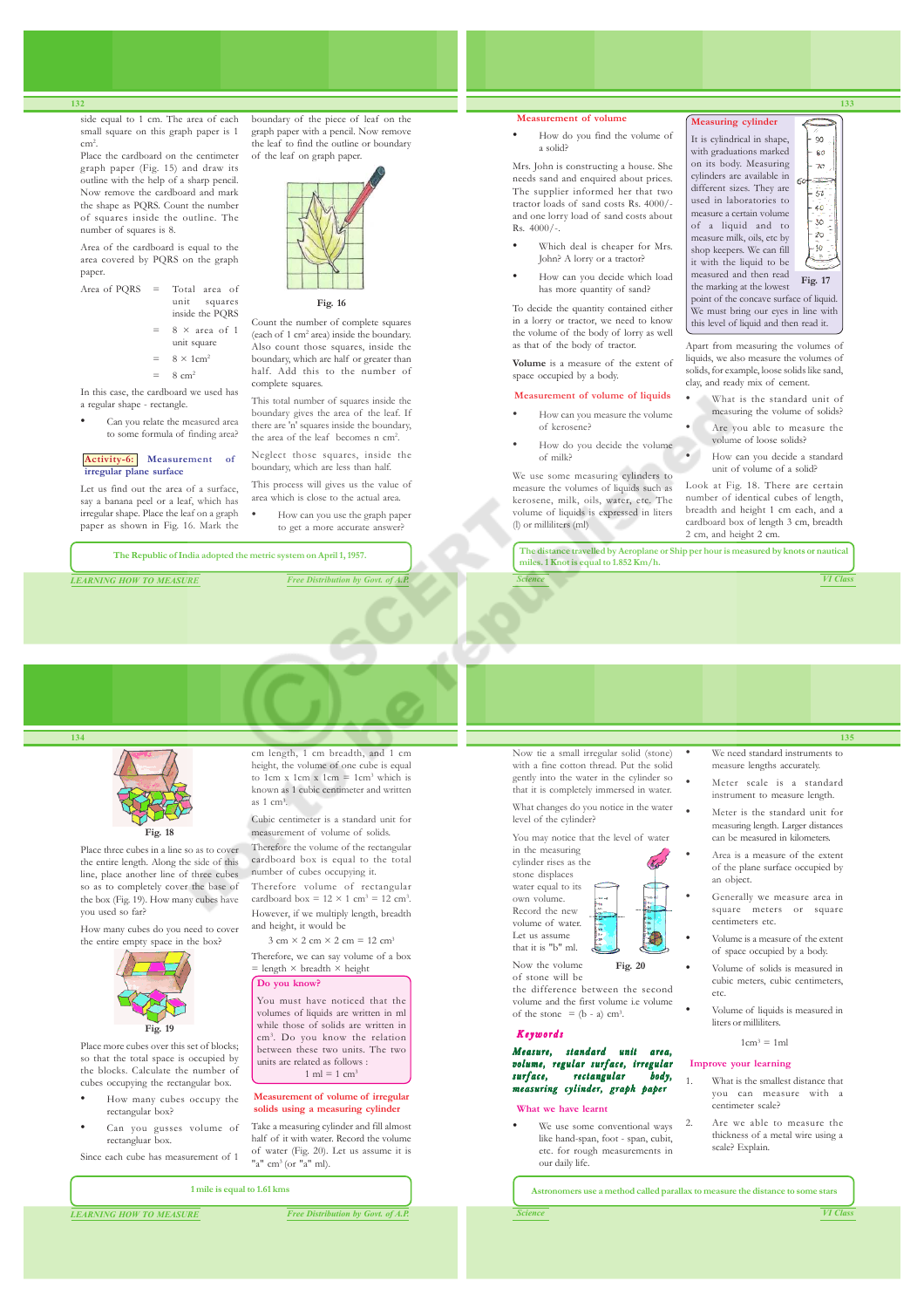side equal to 1 cm. The area of each small square on this graph paper is 1 $cm^2$.

Place the cardboard on the centimeter graph paper (Fig. 15) and draw its outline with the help of a sharp pencil. Now remove the cardboard and mark the shape as PQRS. Count the number of squares inside the outline. The number of squares is 8.

Area of the cardboard is equal to the area covered by PQRS on the graph paper.

Area of PQRS = Total area of unit squares inside the PQRS

= 8 × area of 1 unit square

= 8 × 1$cm^2$

= 8 $cm^2$

In this case, the cardboard we used has a regular shape - rectangle.

- Can you relate the measured area to some formula of finding area?

**Activity-6: Measurement of irregular plane surface**

Let us find out the area of a surface, say a banana peel or a leaf, which has irregular shape. Place the leaf on a graph paper as shown in Fig. 16. Mark the boundary of the piece of leaf on the graph paper with a pencil. Now remove the leaf to find the outline or boundary of the leaf on graph paper.

Fig. 16

Count the number of complete squares (each of 1 $cm^2$ area) inside the boundary. Also count those squares, inside the boundary, which are half or greater than half. Add this to the number of complete squares.

This total number of squares inside the boundary gives the area of the leaf. If there are 'n' squares inside the boundary, the area of the leaf becomes n $cm^2$.

Neglect those squares, inside the boundary, which are less than half.

This process will gives us the value of area which is close to the actual area.

- How can you use the graph paper to get a more accurate answer?

The Republic of India adopted the metric system on April 1, 1957.

## Measurement of volume

- How do you find the volume of a solid?

Mrs. John is constructing a house. She needs sand and enquired about prices. The supplier informed her that two tractor loads of sand costs Rs. 4000/- and one lorry load of sand costs about Rs. 4000/-.

- Which deal is cheaper for Mrs. John? A lorry or a tractor?
- How can you decide which load has more quantity of sand?

To decide the quantity contained either in a lorry or tractor, we need to know the volume of the body of lorry as well as that of the body of tractor.

**Volume** is a measure of the extent of space occupied by a body.

## Measurement of volume of liquids

- How can you measure the volume of kerosene?
- How do you decide the volume of milk?

We use some measuring cylinders to measure the volumes of liquids such as kerosene, milk, oils, water, etc. The volume of liquids is expressed in liters (l) or milliliters (ml)

**Measuring cylinder**

It is cylindrical in shape, with graduations marked on its body. Measuring cylinders are available in different sizes. They are used in laboratories to measure a certain volume of a liquid and to measure milk, oils, etc by shop keepers. We can fill it with the liquid to be measured and then read the marking at the lowest point of the concave surface of liquid. We must bring our eyes in line with this level of liquid and then read it.

Fig. 17

Apart from measuring the volumes of liquids, we also measure the volumes of solids, for example, loose solids like sand, clay, and ready mix of cement.

- What is the standard unit of measuring the volume of solids?
- Are you able to measure the volume of loose solids?
- How can you decide a standard unit of volume of a solid?

Look at Fig. 18. There are certain number of identical cubes of length, breadth and height 1 cm each, and a cardboard box of length 3 cm, breadth 2 cm, and height 2 cm.

The distance travelled by Aeroplane or Ship per hour is measured by knots or nautical miles. 1 Knot is equal to 1.852 Km/h.

Fig. 18

Place three cubes in a line so as to cover the entire length. Along the side of this line, place another line of three cubes so as to completely cover the base of the box (Fig. 19). How many cubes have you used so far?

How many cubes do you need to cover the entire empty space in the box?

Fig. 19

Place more cubes over this set of blocks; so that the total space is occupied by the blocks. Calculate the number of cubes occupying the rectangular box.

- How many cubes occupy the rectangular box?
- Can you gusses volume of rectangular box.

Since each cube has measurement of 1 cm length, 1 cm breadth, and 1 cm height, the volume of one cube is equal to 1cm x 1cm x 1cm = 1$cm^3$ which is known as 1 cubic centimeter and written as 1 $cm^3$.

Cubic centimeter is a standard unit for measurement of volume of solids.

Therefore the volume of the rectangular cardboard box is equal to the total number of cubes occupying it.

Therefore volume of rectangular cardboard box = 12 × 1 $cm^3$ = 12 $cm^3$.

However, if we multiply length, breadth and height, it would be

3 cm × 2 cm × 2 cm = 12 $cm^3$

Therefore, we can say volume of a box = length × breadth × height

**Do you know?**

You must have noticed that the volumes of liquids are written in ml while those of solids are written in $cm^3$. Do you know the relation between these two units. The two units are related as follows :

1 ml = 1 $cm^3$

## Measurement of volume of irregular solids using a measuring cylinder

Take a measuring cylinder and fill almost half of it with water. Record the volume of water (Fig. 20). Let us assume it is "a" $cm^3$ (or "a" ml).

1 mile is equal to 1.61 kms

Now tie a small irregular solid (stone) with a fine cotton thread. Put the solid gently into the water in the cylinder so that it is completely immersed in water.

What changes do you notice in the water level of the cylinder?

You may notice that the level of water in the measuring cylinder rises as the stone displaces water equal to its own volume. Record the new volume of water. Let us assume that it is "b" ml.

Fig. 20

Now the volume of stone will be the difference between the second volume and the first volume i.e volume of the stone = (b - a) $cm^3$.

## Keywords

***Measure, standard unit area, volume, regular surface, irregular surface, rectangular body, measuring cylinder, graph paper***

## What we have learnt

- We use some conventional ways like hand-span, foot - span, cubit, etc. for rough measurements in our daily life.
- We need standard instruments to measure lengths accurately.
- Meter scale is a standard instrument to measure length.
- Meter is the standard unit for measuring length. Larger distances can be measured in kilometers.
- Area is a measure of the extent of the plane surface occupied by an object.
- Generally we measure area in square meters or square centimeters etc.
- Volume is a measure of the extent of space occupied by a body.
- Volume of solids is measured in cubic meters, cubic centimeters, etc.
- Volume of liquids is measured in liters or milliliters.

1$cm^3$ = 1ml

## Improve your learning

1. What is the smallest distance that you can measure with a centimeter scale?
2. Are we able to measure the thickness of a metal wire using a scale? Explain.

Astronomers use a method called parallax to measure the distance to some stars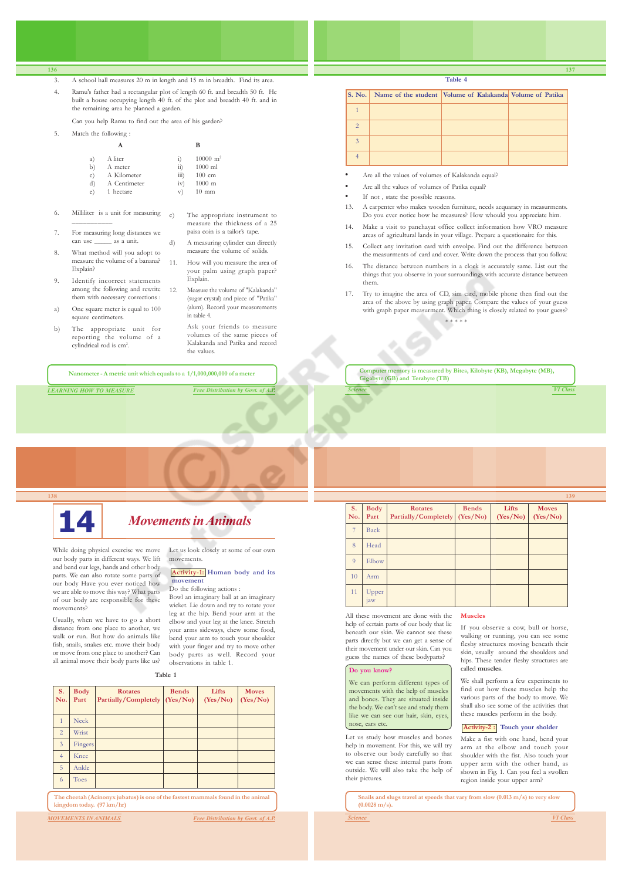3. A school hall measures 20 m in length and 15 m in breadth. Find its area.

4. Ramu's father had a rectangular plot of length 60 ft. and breadth 50 ft. He built a house occupying length 40 ft. of the plot and breadth 40 ft. and in the remaining area he planned a garden.

   Can you help Ramu to find out the area of his garden?

5. Match the following :

| | A | | B |
|---|---|---|---|
| a) | A liter | i) | 10000 $m^2$ |
| b) | A meter | ii) | 1000 ml |
| c) | A Kilometer | iii) | 100 cm |
| d) | A Centimeter | iv) | 1000 m |
| e) | 1 hectare | v) | 10 mm |

6. Milliliter is a unit for measuring ___________

7. For measuring long distances we can use _____ as a unit.

8. What method will you adopt to measure the volume of a banana? Explain?

9. Identify incorrect statements among the following and rewrite them with necessary corrections :

   a) One square meter is equal to 100 square centimeters.

   b) The appropriate unit for reporting the volume of a cylindrical rod is $cm^2$.

   c) The appropriate instrument to measure the thickness of a 25 paisa coin is a tailor's tape.

   d) A measuring cylinder can directly measure the volume of solids.

11. How will you measure the area of your palm using graph paper? Explain.

12. Measure the volume of "Kalakanda" (sugar crystal) and piece of "Patika" (alum). Record your measurements in table 4.

    Ask your friends to measure volumes of the same pieces of Kalakanda and Patika and record the values.

Nanometer - A metric unit which equals to a 1/1,000,000,000 of a meter

**Table 4**

| S. No. | Name of the student | Volume of Kalakanda | Volume of Patika |
|---|---|---|---|
| 1 | | | |
| 2 | | | |
| 3 | | | |
| 4 | | | |

- Are all the values of volumes of Kalakanda equal?
- Are all the values of volumes of Patika equal?
- If not , state the possible reasons.

13. A carpenter who makes wooden furniture, needs acquaracy in measurments. Do you ever notice how he measures? How whould you appreciate him.

14. Make a visit to panchayat office collect information how VRO measure areas of agricultural lands in your village. Prepare a questionaire for this.

15. Collect any invitation card with envolpe. Find out the difference between the measurments of card and cover. Write down the process that you follow.

16. The distance between numbers in a clock is accurately same. List out the things that you observe in your surroundings with accurate distance between them.

17. Try to imagine the area of CD, sim card, mobile phone then find out the area of the above by using graph paper. Compare the values of your guess with graph paper measurment. Which thing is closely related to your guess?

\* \* \* \* \*

Computer memory is measured by Bites, Kilobyte (KB), Megabyte (MB), Gigabyte (GB) and Terabyte (TB)

# 14 Movements in Animals

While doing physical exercise we move our body parts in different ways. We lift and bend our legs, hands and other body parts. We can also rotate some parts of our body Have you ever noticed how we are able to move this way? What parts of our body are responsible for these movements?

Usually, when we have to go a short distance from one place to another, we walk or run. But how do animals like fish, snails, snakes etc. move their body or move from one place to another? Can all animal move their body parts like us?

Let us look closely at some of our own movements.

**Activity-1: Human body and its movement**

Do the following actions :

Bowl an imaginary ball at an imaginary wicket. Lie down and try to rotate your leg at the hip. Bend your arm at the elbow and your leg at the knee. Stretch your arms sideways, chew some food, bend your arm to touch your shoulder with your finger and try to move other body parts as well. Record your observations in table 1.

**Table 1**

| S. No. | Body Part | Rotates Partially/Completely | Bends (Yes/No) | Lifts (Yes/No) | Moves (Yes/No) |
|---|---|---|---|---|---|
| 1 | Neck | | | | |
| 2 | Wrist | | | | |
| 3 | Fingers | | | | |
| 4 | Knee | | | | |
| 5 | Ankle | | | | |
| 6 | Toes | | | | |
| 7 | Back | | | | |
| 8 | Head | | | | |
| 9 | Elbow | | | | |
| 10 | Arm | | | | |
| 11 | Upper jaw | | | | |

The cheetah (Acinonyx jubatus) is one of the fastest mammals found in the animal kingdom today. (97 km/hr)

All these movement are done with the help of certain parts of our body that lie beneath our skin. We cannot see these parts directly but we can get a sense of their movement under our skin. Can you guess the names of these bodyparts?

**Do you know?**

We can perform different types of movements with the help of muscles and bones. They are situated inside the body. We can't see and study them like we can see our hair, skin, eyes, nose, ears etc.

Let us study how muscles and bones help in movement. For this, we will try to observe our body carefully so that we can sense these internal parts from outside. We will also take the help of their pictures.

## Muscles

If you observe a cow, bull or horse, walking or running, you can see some fleshy structures moving beneath their skin, usually around the shoulders and hips. These tender fleshy structures are called **muscles**.

We shall perform a few experiments to find out how these muscles help the various parts of the body to move. We shall also see some of the activities that these muscles perform in the body.

**Activity-2 : Touch your sholder**

Make a fist with one hand, bend your arm at the elbow and touch your shoulder with the fist. Also touch your upper arm with the other hand, as shown in Fig. 1. Can you feel a swollen region inside your upper arm?

Snails and slugs travel at speeds that vary from slow (0.013 m/s) to very slow (0.0028 m/s).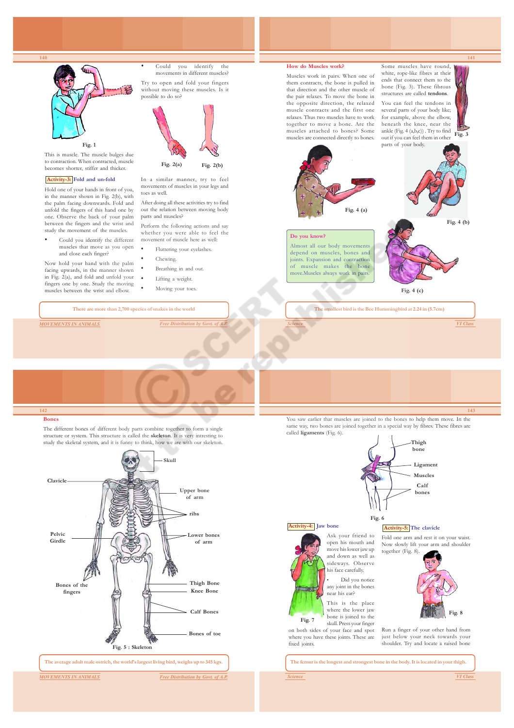Fig. 1

This is muscle. The muscle bulges due to contraction. When contracted, muscle becomes shorter, stiffer and thicker.

**Activity-3: Fold and un-fold**

Hold one of your hands in front of you, in the manner shown in Fig. 2(b), with the palm facing downwards. Fold and unfold the fingers of this hand one by one. Observe the back of your palm between the fingers and the wrist and study the movement of the muscles.

- Could you identify the different muscles that move as you open and close each finger?

Now hold your hand with the palm facing upwards, in the manner shown in Fig. 2(a), and fold and unfold your fingers one by one. Study the moving muscles between the wrist and elbow.

- Could you identify the movements in different muscles?

Try to open and fold your fingers without moving these muscles. Is it possible to do so?

Fig. 2(a) Fig. 2(b)

In a similar manner, try to feel movements of muscles in your legs and toes as well.

After doing all these activities try to find out the relation between moving body parts and muscles?

Perform the following actions and say whether you were able to feel the movement of muscle here as well:

- Fluttering your eyelashes.
- Chewing.
- Breathing in and out.
- Lifting a weight.
- Moving your toes.

There are more than 2,700 species of snakes in the world

## How do Muscles work?

Muscles work in pairs. When one of them contracts, the bone is pulled in that direction and the other muscle of the pair relaxes. To move the bone in the opposite direction, the relaxed muscle contracts and the first one relaxes. Thus two muscles have to work together to move a bone. Are the muscles attached to bones? Some muscles are connected directly to bones.

Some muscles have round, white, rope-like fibres at their ends that connect them to the bone (Fig. 3). These fibrous structures are called **tendons**.

You can feel the tendons in several parts of your body like; for example, above the elbow, beneath the knee, near the ankle (Fig. 4 (a,b,c)) . Try to find out if you can feel them in other parts of your body.

Fig. 3

Fig. 4 (a)

Fig. 4 (b)

Fig. 4 (c)

**Do you know?**

Almost all our body movements depend on muscles, bones and joints. Expansion and contraction of muscle makes the bone move.Muscles always work in pairs.

The smallest bird is the Bee Hummingbird at 2.24 in (5.7cm)

## Bones

The different bones of different body parts combine together to form a single structure or system. This structure is called the **skeleton**. It is very intresting to study the skeletal system, and it is funny to think, how we are with our skeleton.

Skull, Clavicle, Upper bone of arm, ribs, Pelvic Girdle, Lower bones of arm, Bones of the fingers, Thigh Bone, Knee Bone, Calf Bones, Bones of toe

Fig. 5 : Skeleton

The average adult male ostrich, the world's largest living bird, weighs up to 345 kgs.

You saw earlier that muscles are joined to the bones to help them move. In the same way, two bones are joined together in a special way by fibres. These fibres are called **ligaments** (Fig. 6).

Thigh bone, Ligament, Muscles, Calf bones

Fig. 6

**Activity-4: Jaw bone**

Ask your friend to open his mouth and move his lower jaw up and down as well as sideways. Observe his face carefully.

- Did you notice any joint in the bones near his ear?

This is the place where the lower jaw bone is joined to the skull. Press your finger on both sides of your face and spot where you have these joints. These are fixed joints.

Fig. 7

**Activity-5: The clavicle**

Fold one arm and rest it on your waist. Now slowly lift your arm and shoulder together (Fig. 8).

Fig. 8

Run a finger of your other hand from just below your neck towards your shoulder. Try and locate a raised bone

The femur is the longest and strongest bone in the body. It is located in your thigh.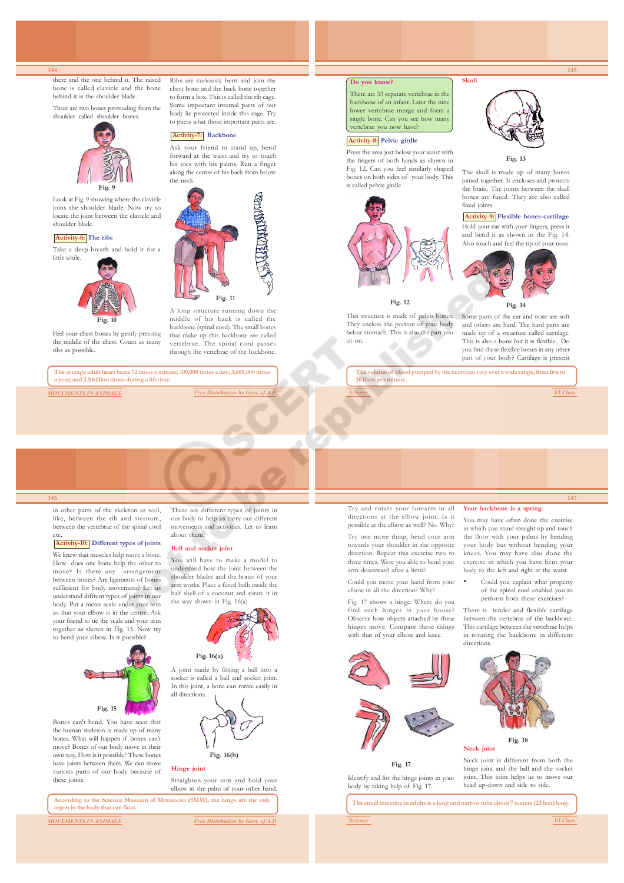there and the one behind it. The raised bone is called clavicle and the bone behind it is the shoulder blade.

There are two bones protruding from the shoulder called shoulder bones.

Fig. 9

Look at Fig. 9 showing where the clavicle joins the shoulder blade. Now try to locate the joint between the clavicle and shoulder blade.

### Activity-6: The ribs

Take a deep breath and hold it for a little while.

Fig. 10

Feel your chest bones by gently pressing the middle of the chest. Count as many ribs as possible.

Ribs are curiously bent and join the chest bone and the back bone together to form a box. This is called the rib cage. Some important internal parts of our body lie protected inside this cage. Try to guess what those important parts are.

### Activity-7: Backbone

Ask your friend to stand up, bend forward at the waist and try to touch his toes with his palms. Run a finger along the centre of his back from below the neck.

Fig. 11

A long structure running down the middle of his back is called the backbone (spinal cord). The small bones that make up this backbone are called vertebrae. The spinal cord passes through the vertebrae of the backbone.

The average adult heart beats 72 times a minute; 100,000 times a day; 3,600,000 times a year; and 2.5 billion times during a lifetime.

**Do you know?**

There are 33 separate vertebrae in the backbone of an infant. Later the nine lower vertebrae merge and form a single bone. Can you see how many vertebrae you now have?

### Activity-8: Pelvic girdle

Press the area just below your waist with the fingers of both hands as shown in Fig. 12. Can you feel similarly shaped bones on both sides of your body. This is called pelvic girdle

Fig. 12

This structure is made of pelvis bones. They enclose the portion of your body below stomach. This is also the part you sit on.

### Skull

Fig. 13

The skull is made up of many bones joined together. It encloses and protects the brain. The joints between the skull bones are fused. They are also called fixed joints.

### Activity-9: Flexible bones-cartilage

Hold your ear with your fingers, press it and bend it as shown in the Fig. 14. Also touch and feel the tip of your nose.

Fig. 14

Some parts of the ear and nose are soft and others are hard. The hard parts are made up of a structure called cartilage. This is also a bone but it is flexible. Do you find these flexible bones in any other part of your body? Cartilage is present in other parts of the skeleton as well, like, between the rib and sternum, between the vertebrae of the spinal cord etc.

The volume of blood pumped by the heart can vary over a wide range, from five to 30 liters per minute.

### Activity-10: Different types of joints

We knew that muscles help move a bone. How does one bone help the other to move? Is there any arrangement between bones? Are ligaments of bones sufficient for body movement? Let us understand diffrent types of joints in our body. Put a meter scale under your arm so that your elbow is in the centre. Ask your friend to tie the scale and your arm together as shown in Fig. 15. Now try to bend your elbow. Is it possible?

Fig. 15

Bones can't bend. You have seen that the human skeleton is made up of many bones. What will happen if bones can't move? Bones of our body move in their own way, How is it possible? These bones have joints between them. We can move various parts of our body because of these joints.

There are different types of joints in our body to help us carry out different movements and activities. Let us learn about them.

### Ball and socket joint

You will have to make a model to understand how the joint between the shoulder blades and the bones of your arm works. Place a fused bulb inside the half shell of a coconut and rotate it in the way shown in Fig. 16(a).

Fig. 16(a)

A joint made by fitting a ball into a socket is called a ball and socket joint. In this joint, a bone can rotate easily in all directions.

Fig. 16(b)

### Hinge joint

Straighten your arm and hold your elbow in the palm of your other hand.

According to the Science Museum of Minnesota (SMM), the lungs are the only organ in the body that can float.

Try and rotate your forearm in all directions at the elbow joint. Is it possible at the elbow as well? No. Why?

Try one more thing; bend your arm towards your shoulder in the opposite direction. Repeat this exercise two to three times. Were you able to bend your arm downward after a limit?

Could you move your hand from your elbow in all the direction? Why?

Fig. 17 shows a hinge. Where do you find such hinges in your house? Observe how objects attached by these hinges move. Compare these things with that of your elbow and knee.

Fig. 17

Identify and list the hinge joints in your body by taking help of Fig. 17.

### Your backbone is a spring

You may have often done the exercise in which you stand straight up and touch the floor with your palms by bending your body but without bending your knees. You may have also done the exercise in which you have bent your body to the left and right at the waist.

- Could you explain what property of the spinal cord enabled you to perform both these exercises?

There is tender and flexible cartilage between the vertebrae of the backbone. This cartilage between the vertebrae helps in rotating the backbone in different directions.

Fig. 18

### Neck joint

Neck joint is different from both the hinge joint and the ball and the socket joint. This joint helps us to move our head up-down and side to side.

The small intestine in adults is a long and narrow tube about 7 meters (23 feet) long.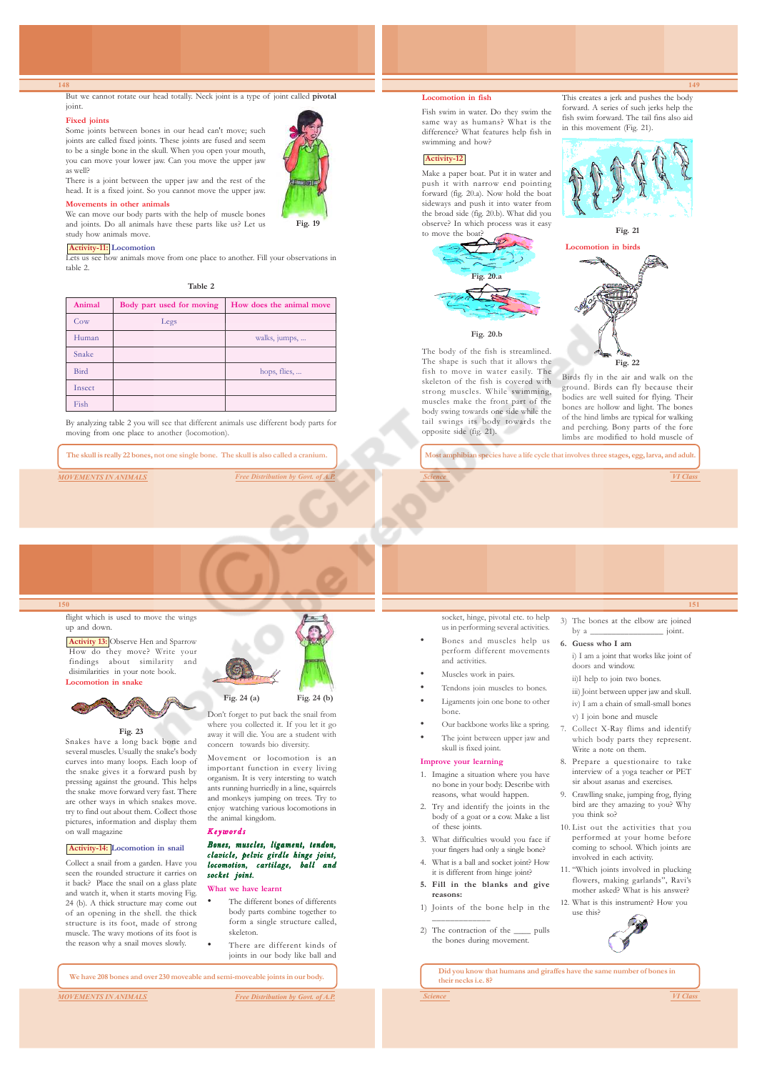But we cannot rotate our head totally. Neck joint is a type of joint called **pivotal** joint.

### Fixed joints

Some joints between bones in our head can't move; such joints are called fixed joints. These joints are fused and seem to be a single bone in the skull. When you open your mouth, you can move your lower jaw. Can you move the upper jaw as well?

There is a joint between the upper jaw and the rest of the head. It is a fixed joint. So you cannot move the upper jaw.

Fig. 19

### Movements in other animals

We can move our body parts with the help of muscle bones and joints. Do all animals have these parts like us? Let us study how animals move.

**Activity-11: Locomotion**

Lets us see how animals move from one place to another. Fill your observations in table 2.

Table 2

| Animal | Body part used for moving | How does the animal move |
|---|---|---|
| Cow | Legs | |
| Human | | walks, jumps, ... |
| Snake | | |
| Bird | | hops, flies, ... |
| Insect | | |
| Fish | | |

By analyzing table 2 you will see that different animals use different body parts for moving from one place to another (locomotion).

The skull is really 22 bones, not one single bone. The skull is also called a cranium.

### Locomotion in fish

Fish swim in water. Do they swim the same way as humans? What is the difference? What features help fish in swimming and how?

**Activity-12**

Make a paper boat. Put it in water and push it with narrow end pointing forward (fig. 20.a). Now hold the boat sideways and push it into water from the broad side (fig. 20.b). What did you observe? In which process was it easy to move the boat?

Fig. 20.a

Fig. 20.b

The body of the fish is streamlined. The shape is such that it allows the fish to move in water easily. The skeleton of the fish is covered with strong muscles. While swimming, muscles make the front part of the body swing towards one side while the tail swings its body towards the opposite side (fig. 21).

This creates a jerk and pushes the body forward. A series of such jerks help the fish swim forward. The tail fins also aid in this movement (Fig. 21).

Fig. 21

### Locomotion in birds

Fig. 22

Birds fly in the air and walk on the ground. Birds can fly because their bodies are well suited for flying. Their bones are hollow and light. The bones of the hind limbs are typical for walking and perching. Bony parts of the fore limbs are modified to hold muscle of flight which is used to move the wings up and down.

Most amphibian species have a life cycle that involves three stages, egg, larva, and adult.

**Activity 13:** Observe Hen and Sparrow How do they move? Write your findings about similarity and disimilarities in your note book.

### Locomotion in snake

Fig. 23

Snakes have a long back bone and several muscles. Usually the snake's body curves into many loops. Each loop of the snake gives it a forward push by pressing against the ground. This helps the snake move forward very fast. There are other ways in which snakes move. try to find out about them. Collect those pictures, information and display them on wall magazine

**Activity-14: Locomotion in snail**

Collect a snail from a garden. Have you seen the rounded structure it carries on it back? Place the snail on a glass plate and watch it, when it starts moving Fig. 24 (a). A thick structure may come out of an opening in the shell. the thick structure is its foot, made of strong muscle. The wavy motions of its foot is the reason why a snail moves slowly.

Fig. 24 (a) Fig. 24 (b)

Don't forget to put back the snail from where you collected it. If you let it go away it will die. You are a student with concern towards bio diversity.

Movement or locomotion is an important function in every living organism. It is very intersting to watch ants running hurriedly in a line, squirrels and monkeys jumping on trees. Try to enjoy watching various locomotions in the animal kingdom.

### Keywords

***Bones, muscles, ligament, tendon, clavicle, pelvic girdle hinge joint, locomotion, cartilage, ball and socket joint.***

### What we have learnt

- The different bones of differents body parts combine together to form a single structure called, skeleton.
- There are different kinds of joints in our body like ball and socket, hinge, pivotal etc. to help us in performing several activities.
- Bones and muscles help us perform different movements and activities.
- Muscles work in pairs.
- Tendons join muscles to bones.
- Ligaments join one bone to other bone.
- Our backbone works like a spring.
- The joint between upper jaw and skull is fixed joint.

We have 208 bones and over 230 moveable and semi-moveable joints in our body.

### Improve your learning

1. Imagine a situation where you have no bone in your body. Describe with reasons, what would happen.
2. Try and identify the joints in the body of a goat or a cow. Make a list of these joints.
3. What difficulties would you face if your fingers had only a single bone?
4. What is a ball and socket joint? How it is different from hinge joint?
5. **Fill in the blanks and give reasons:**
   1) Joints of the bone help in the ______________
   2) The contraction of the ____ pulls the bones during movement.
   3) The bones at the elbow are joined by a ________________ joint.
6. **Guess who I am**
   i) I am a joint that works like joint of doors and window.
   ii) I help to join two bones.
   iii) Joint between upper jaw and skull.
   iv) I am a chain of small-small bones
   v) I join bone and muscle
7. Collect X-Ray flims and identify which body parts they represent. Write a note on them.
8. Prepare a questionaire to take interview of a yoga teacher or PET sir about asanas and exercises.
9. Crawling snake, jumping frog, flying bird are they amazing to you? Why you think so?
10. List out the activities that you performed at your home before coming to school. Which joints are involved in each activity.
11. "Which joints involved in plucking flowers, making garlands", Ravi's mother asked? What is his answer?
12. What is this instrument? How you use this?

Did you know that humans and giraffes have the same number of bones in their necks i.e. 8?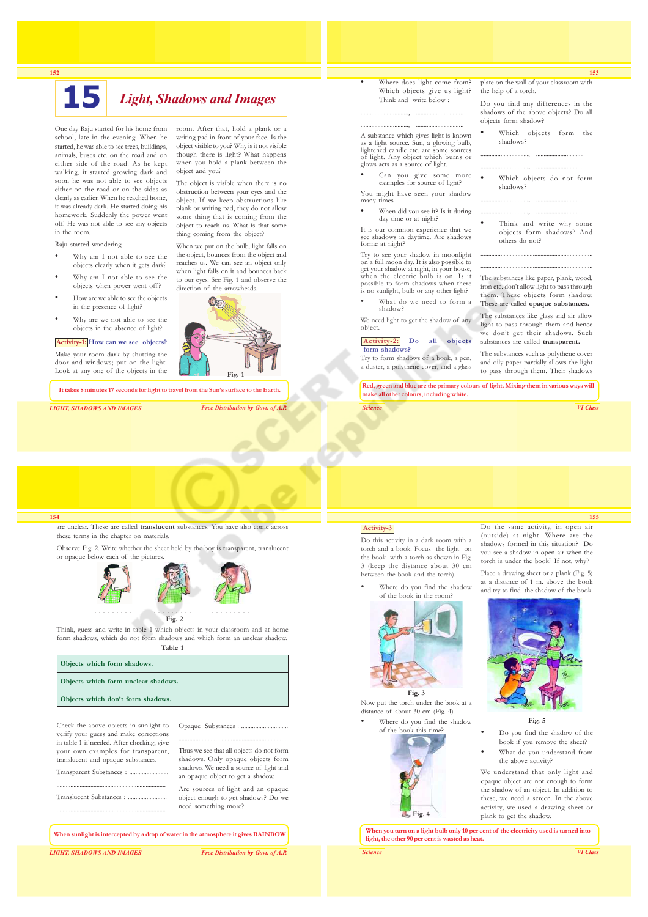# 15 Light, Shadows and Images

One day Raju started for his home from school, late in the evening. When he started, he was able to see trees, buildings, animals, buses etc. on the road and on either side of the road. As he kept walking, it started growing dark and soon he was not able to see objects either on the road or on the sides as clearly as earlier. When he reached home, it was already dark. He started doing his homework. Suddenly the power went off. He was not able to see any objects in the room.

Raju started wondering.

- Why am I not able to see the objects clearly when it gets dark?
- Why am I not able to see the objects when power went off?
- How are we able to see the objects in the presence of light?
- Why are we not able to see the objects in the absence of light?

**Activity-1: How can we see objects?**

Make your room dark by shutting the door and windows; put on the light. Look at any one of the objects in the room. After that, hold a plank or a writing pad in front of your face. Is the object visible to you? Why is it not visible though there is light? What happens when you hold a plank between the object and you?

The object is visible when there is no obstruction between your eyes and the object. If we keep obstructions like plank or writing pad, they do not allow some thing that is coming from the object to reach us. What is that some thing coming from the object?

When we put on the bulb, light falls on the object, bounces from the object and reaches us. We can see an object only when light falls on it and bounces back to our eyes. See Fig. 1 and observe the direction of the arrowheads.

Fig. 1

It takes 8 minutes 17 seconds for light to travel from the Sun's surface to the Earth.

- Where does light come from? Which objects give us light? Think and write below :

.............................., ..............................

.............................., ..............................

A substance which gives light is known as a light source. Sun, a glowing bulb, lightened candle etc. are some sources of light. Any object which burns or glows acts as a source of light.

- Can you give some more examples for source of light?

You might have seen your shadow many times

- When did you see it? Is it during day time or at night?

It is our common experience that we see shadows in daytime. Are shadows forme at night?

Try to see your shadow in moonlight on a full moon day. It is also possible to get your shadow at night, in your house, when the electric bulb is on. Is it possible to form shadows when there is no sunlight, bulb or any other light?

- What do we need to form a shadow?

We need light to get the shadow of any object.

**Activity-2: Do all objects form shadows?**

Try to form shadows of a book, a pen, a duster, a polythene cover, and a glass plate on the wall of your classroom with the help of a torch.

Do you find any differences in the shadows of the above objects? Do all objects form shadow?

- Which objects form the shadows?

.............................., ..............................

.............................., ..............................

- Which objects do not form shadows?

.............................., ..............................

.............................., ..............................

- Think and write why some objects form shadows? And others do not?

..........................................................................

..........................................................................

The substances like paper, plank, wood, iron etc. don't allow light to pass through them. These objects form shadow. These are called **opaque substances.**

The substances like glass and air allow light to pass through them and hence we don't get their shadows. Such substances are called **transparent.**

The substances such as polythene cover and oily paper partially allows the light to pass through them. Their shadows are unclear. These are called **translucent** substances. You have also come across these terms in the chapter on materials.

Red, green and blue are the primary colours of light. Mixing them in various ways will make all other colours, including white.

Observe Fig. 2. Write whether the sheet held by the boy is transparent, translucent or opaque below each of the pictures.

.......... .......... ..........

Fig. 2

Think, guess and write in table 1 which objects in your classroom and at home form shadows, which do not form shadows and which form an unclear shadow.

**Table 1**

| Objects which form shadows. | |
|---|---|
| Objects which form unclear shadows. | |
| Objects which don't form shadows. | |

Check the above objects in sunlight to verify your guess and make corrections in table 1 if needed. After checking, give your own examples for transparent, translucent and opaque substances.

Transparent Substances : ..............................

..........................................................................

Translucent Substances : ..............................

..........................................................................

Opaque Substances : ..............................

..........................................................................

Thus we see that all objects do not form shadows. Only opaque objects form shadows. We need a source of light and an opaque object to get a shadow.

Are sources of light and an opaque object enough to get shadows? Do we need something more?

When sunlight is intercepted by a drop of water in the atmosphere it gives RAINBOW

**Activity-3**

Do this activity in a dark room with a torch and a book. Focus the light on the book with a torch as shown in Fig. 3 (keep the distance about 30 cm between the book and the torch).

- Where do you find the shadow of the book in the room?

Fig. 3

Now put the torch under the book at a distance of about 30 cm (Fig. 4).

- Where do you find the shadow of the book this time?

Fig. 4

Do the same activity, in open air (outside) at night. Where are the shadows formed in this situation? Do you see a shadow in open air when the torch is under the book? If not, why?

Place a drawing sheet or a plank (Fig. 5) at a distance of 1 m. above the book and try to find the shadow of the book.

Fig. 5

- Do you find the shadow of the book if you remove the sheet?
- What do you understand from the above activity?

We understand that only light and opaque object are not enough to form the shadow of an object. In addition to these, we need a screen. In the above activity, we used a drawing sheet or plank to get the shadow.

When you turn on a light bulb only 10 per cent of the electricity used is turned into light, the other 90 per cent is wasted as heat.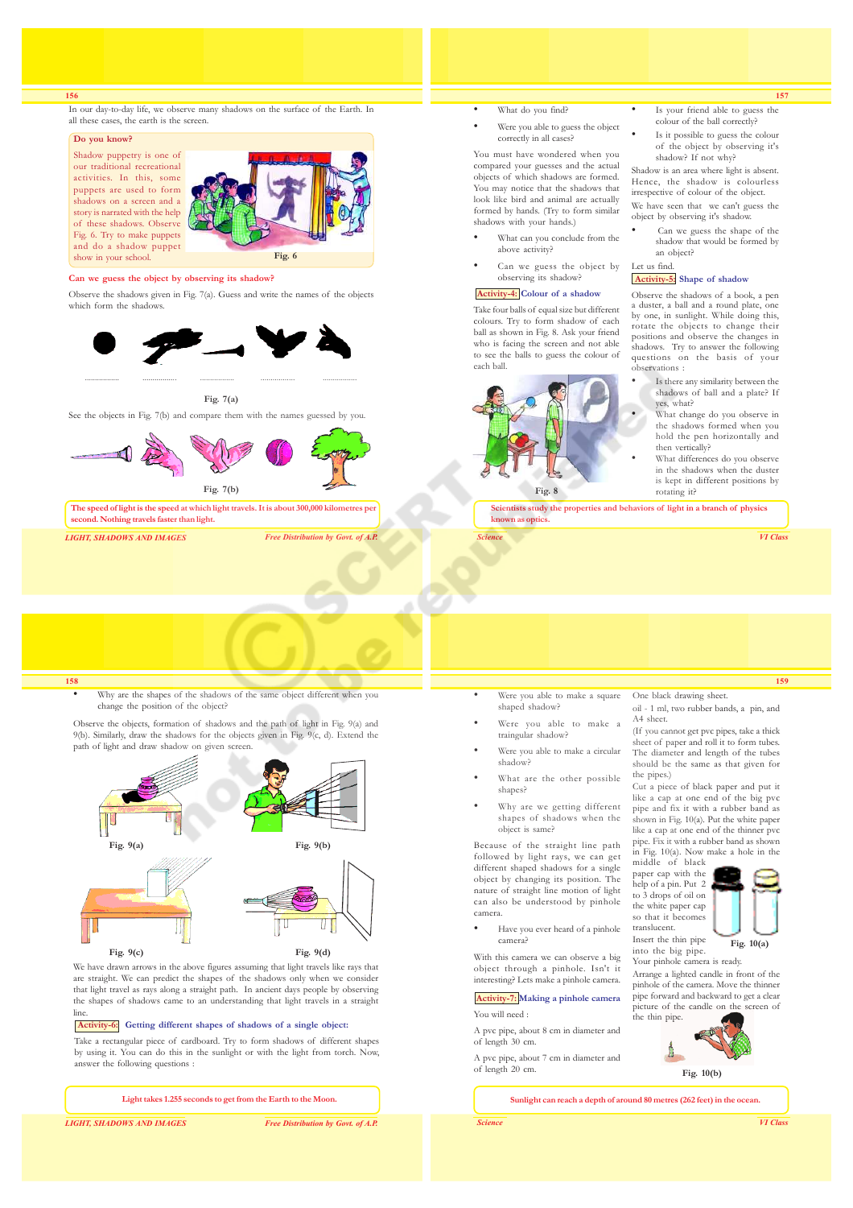In our day-to-day life, we observe many shadows on the surface of the Earth. In all these cases, the earth is the screen.

**Do you know?**

Shadow puppetry is one of our traditional recreational activities. In this, some puppets are used to form shadows on a screen and a story is narrated with the help of these shadows. Observe Fig. 6. Try to make puppets and do a shadow puppet show in your school.

Fig. 6

**Can we guess the object by observing its shadow?**

Observe the shadows given in Fig. 7(a). Guess and write the names of the objects which form the shadows.

............... ............... ............... ............... ...............

Fig. 7(a)

See the objects in Fig. 7(b) and compare them with the names guessed by you.

Fig. 7(b)

The speed of light is the speed at which light travels. It is about 300,000 kilometres per second. Nothing travels faster than light.

- What do you find?
- Were you able to guess the object correctly in all cases?

You must have wondered when you compared your guesses and the actual objects of which shadows are formed. You may notice that the shadows that look like bird and animal are actually formed by hands. (Try to form similar shadows with your hands.)

- What can you conclude from the above activity?
- Can we guess the object by observing its shadow?

**Activity-4: Colour of a shadow**

Take four balls of equal size but different colours. Try to form shadow of each ball as shown in Fig. 8. Ask your friend who is facing the screen and not able to see the balls to guess the colour of each ball.

Fig. 8

- Is your friend able to guess the colour of the ball correctly?
- Is it possible to guess the colour of the object by observing it's shadow? If not why?

Shadow is an area where light is absent. Hence, the shadow is colourless irrespective of colour of the object.

We have seen that we can't guess the object by observing it's shadow.

- Can we guess the shape of the shadow that would be formed by an object?

Let us find.

**Activity-5: Shape of shadow**

Observe the shadows of a book, a pen a duster, a ball and a round plate, one by one, in sunlight. While doing this, rotate the objects to change their positions and observe the changes in shadows. Try to answer the following questions on the basis of your observations :

- Is there any similarity between the shadows of ball and a plate? If yes, what?
- What change do you observe in the shadows formed when you hold the pen horizontally and then vertically?
- What differences do you observe in the shadows when the duster is kept in different positions by rotating it?

Scientists study the properties and behaviors of light in a branch of physics known as optics.

- Why are the shapes of the shadows of the same object different when you change the position of the object?

Observe the objects, formation of shadows and the path of light in Fig. 9(a) and 9(b). Similarly, draw the shadows for the objects given in Fig. 9(c, d). Extend the path of light and draw shadow on given screen.

Fig. 9(a)

Fig. 9(b)

Fig. 9(c)

Fig. 9(d)

We have drawn arrows in the above figures assuming that light travels like rays that are straight. We can predict the shapes of the shadows only when we consider that light travel as rays along a straight path. In ancient days people by observing the shapes of shadows came to an understanding that light travels in a straight line.

**Activity-6: Getting different shapes of shadows of a single object:**

Take a rectangular piece of cardboard. Try to form shadows of different shapes by using it. You can do this in the sunlight or with the light from torch. Now, answer the following questions :

Light takes 1.255 seconds to get from the Earth to the Moon.

- Were you able to make a square shaped shadow?
- Were you able to make a traingular shadow?
- Were you able to make a circular shadow?
- What are the other possible shapes?
- Why are we getting different shapes of shadows when the object is same?

Because of the straight line path followed by light rays, we can get different shaped shadows for a single object by changing its position. The nature of straight line motion of light can also be understood by pinhole camera.

- Have you ever heard of a pinhole camera?

With this camera we can observe a big object through a pinhole. Isn't it interesting? Lets make a pinhole camera.

**Activity-7: Making a pinhole camera**

You will need :

A pvc pipe, about 8 cm in diameter and of length 30 cm.

A pvc pipe, about 7 cm in diameter and of length 20 cm.

One black drawing sheet.

oil - 1 ml, two rubber bands, a pin, and A4 sheet.

(If you cannot get pvc pipes, take a thick sheet of paper and roll it to form tubes. The diameter and length of the tubes should be the same as that given for the pipes.)

Cut a piece of black paper and put it like a cap at one end of the big pvc pipe and fix it with a rubber band as shown in Fig. 10(a). Put the white paper like a cap at one end of the thinner pvc pipe. Fix it with a rubber band as shown in Fig. 10(a). Now make a hole in the middle of black paper cap with the help of a pin. Put 2 to 3 drops of oil on the white paper cap so that it becomes translucent.

Fig. 10(a)

Insert the thin pipe into the big pipe. Your pinhole camera is ready.

Arrange a lighted candle in front of the pinhole of the camera. Move the thinner pipe forward and backward to get a clear picture of the candle on the screen of the thin pipe.

Fig. 10(b)

Sunlight can reach a depth of around 80 metres (262 feet) in the ocean.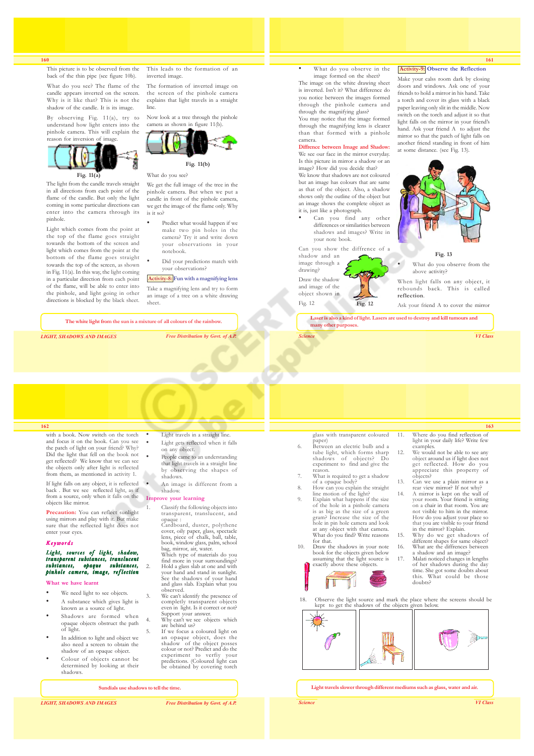This picture is to be observed from the back of the thin pipe (see figure 10b).

What do you see? The flame of the candle appears inverted on the screen. Why is it like that? This is not the shadow of the candle. It is its image.

By observing Fig. 11(a), try to understand how light enters into the pinhole camera. This will explain the reason for inversion of image.

Fig. 11(a)

The light from the candle travels straight in all directions from each point of the flame of the candle. But only the light coming in some particular directions can enter into the camera through its pinhole.

Light which comes from the point at the top of the flame goes straight towards the bottom of the screen and light which comes from the point at the bottom of the flame goes straight towards the top of the screen, as shown in Fig. 11(a). In this way, the light coming in a particular direction from each point of the flame, will be able to enter into the pinhole, and light going in other directions is blocked by the black sheet. This leads to the formation of an inverted image.

The formation of inverted image on the screen of the pinhole camera explains that light travels in a straight line.

Now look at a tree through the pinhole camera as shown in figure 11(b).

Fig. 11(b)

What do you see?

We get the full image of the tree in the pinhole camera. But when we put a candle in front of the pinhole camera, we get the image of the flame only. Why is it so?

- Predict what would happen if we make two pin holes in the camera? Try it and write down your observations in your notebook.
- Did your predictions match with your observations?

**Activity-8:** Fun with a magnifying lens

Take a magnifying lens and try to form an image of a tree on a white drawing sheet.

- What do you observe in the image formed on the sheet?

The image on the white drawing sheet is inverted. Isn't it? What difference do you notice between the images formed through the pinhole camera and through the magnifying glass?

You may notice that the image formed through the magnifying lens is clearer than that formed with a pinhole camera.

**Diffrence between Image and Shadow:**

We see our face in the mirror everyday. Is this picture in mirror a shadow or an image? How did you decide that?

We know that shadows are not coloured but an image has colours that are same as that of the object. Also, a shadow shows only the outline of the object but an image shows the complete object as it is, just like a photograph.

- Can you find any other differences or similarities between shadows and images? Write in your note book.

Can you show the diffrence of a shadow and an image through a drawing?

Draw the shadow and image of the object shown in Fig. 12

Fig. 12

**Activity-9:** Observe the Reflection

Make your cass room dark by closing doors and windows. Ask one of your friends to hold a mirror in his hand. Take a torch and cover its glass with a black paper leaving only slit in the middle. Now switch on the torch and adjust it so that light falls on the mirror in your friend's hand. Ask your friend A to adjust the mirror so that the patch of light falls on another friend standing in front of him at some distance. (see Fig. 13).

Fig. 13

- What do you observe from the above activity?

When light falls on any object, it rebounds back. This is called **reflection**.

Ask your friend A to cover the mirror with a book. Now switch on the torch and focus it on the book. Can you see the patch of light on your friend? Why? Did the light that fell on the book not get reflected? We know that we can see the objects only after light is reflected from them, as mentioned in activity 1.

If light falls on any object, it is reflected back. But we see reflected light, as if from a source, only when it falls on the objects like mirror.

**Precaution:** You can reflect sunlight using mirrors and play with it. But make sure that the reflected light does not enter your eyes.

### *Keywords*

***Light, sources of light, shadow, transparent substances, translucent substances, opaque substances, pinhole camera, image, reflection***

### What we have learnt

- We need light to see objects.
- A substance which gives light is known as a source of light.
- Shadows are formed when opaque objects obstruct the path of light.
- In addition to light and object we also need a screen to obtain the shadow of an opaque object.
- Colour of objects cannot be determined by looking at their shadows.
- Light travels in a straight line.
- Light gets reflected when it falls on any object.
- People came to an understanding that light travels in a straight line by observing the shapes of shadows.
- An image is different from a shadow.

### Improve your learning

1. Classify the following objects into transparent, translucent, and opaque :
   Cardboard, duster, polythene cover, oily paper, glass, spectacle lens, piece of chalk, ball, table, book, window glass, palm, school bag, mirror, air, water.
   Which type of materials do you find more in your surroundings?
2. Hold a glass slab at one and with your hand and stand in sunlight. See the shadows of your hand and glass slab. Explain what you observed.
3. We can't identify the presence of completly transparent objects even in light. Is it correct or not? Support your answer.
4. Why can't we see objects which are behind us?
5. If we focus a coloured light on an opaque object, does the shadow of the object posses colour or not? Predict and do the experiment to verfiy your predictions. (Coloured light can be obtained by covering torch glass with transparent coloured paper)
6. Between an electric bulb and a tube light, which forms sharp shadows of objects? Do experiment to find and give the reason.
7. What is required to get a shadow of a opaque body?
8. How can you explain the straight line motion of the light?
9. Explain what happens if the size of the hole in a pinhole camera is as big as the size of a green gram? Increase the size of the hole in pin hole camera and look at any object with that camera. What do you find? Write reasons for that.
10. Draw the shadows in your note book for the objects given below assuming that the light source is exactly above these objects.
11. Where do you find reflection of light in your daily life? Write few examples.
12. We would not be able to see any object around us if light does not get reflected. How do you appreciate this property of objects?
13. Can we use a plain mirror as a rear view mirror? If not why?
14. A mirror is kept on the wall of your room. Your friend is sitting on a chair in that room. You are not visible to him in the mirror. How do you adjust your place so that you are visible to your friend in the mirror? Explain.
15. Why do we get shadows of different shapes for same object?
16. What are the differences between a shadow and an image?
17. Malati noticed changes in lengths of her shadows during the day time. She got some doubts about this. What could be those doubts?
18. Observe the light source and mark the place where the screens should be kept to get the shadows of the objects given below.

The white light from the sun is a mixture of all colours of the rainbow.

Laser is also a kind of light. Lasers are used to destroy and kill tumours and many other purposes.

Sundials use shadows to tell the time.

Light travels slower through different mediums such as glass, water and air.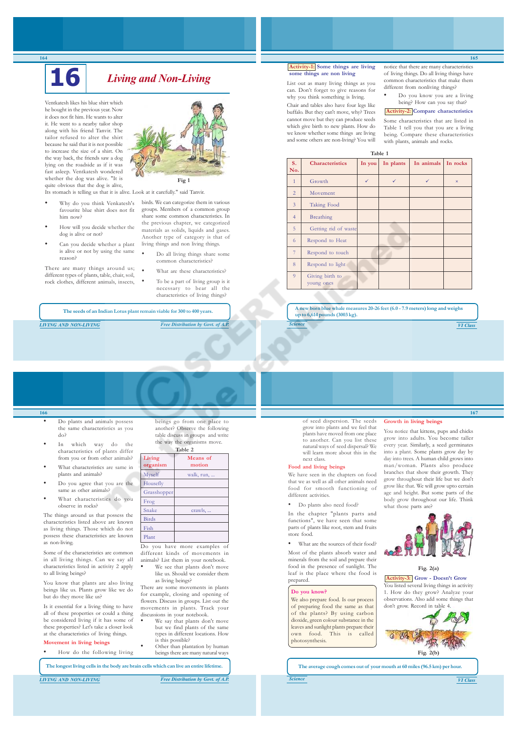# 16 Living and Non-Living

Ventkatesh likes his blue shirt which he bought in the previous year. Now it does not fit him. He wants to alter it. He went to a nearby tailor shop along with his friend Tanvir. The tailor refused to alter the shirt because he said that it is not possible to increase the size of a shirt. On the way back, the friends saw a dog lying on the roadside as if it was fast asleep. Ventkatesh wondered whether the dog was alive. "It is quite obvious that the dog is alive, Its stomach is telling us that it is alive. Look at it carefully." said Tanvir.

Fig 1

- Why do you think Venkatesh's favourite blue shirt does not fit him now?
- How will you decide whether the dog is alive or not?
- Can you decide whether a plant is alive or not by using the same reason?

There are many things around us; different types of plants, table, chair, soil, rock clothes, different animals, insects, birds. We can categorize them in various groups. Members of a common group share some common characteristics. In the previous chapter, we categorized materials as solids, liquids and gases. Another type of category is that of living things and non living things.

- Do all living things share some common characteristics?
- What are these characteristics?
- To be a part of living group is it necessary to bear all the characteristics of living things?

The seeds of an Indian Lotus plant remain viable for 300 to 400 years.

**Activity-1: Some things are living some things are non living**

List out as many living things as you can. Don't forget to give reasons for why you think something is living.

Chair and tables also have four legs like buffalo. But they can't move, why? Trees cannot move but they can produce seeds which give birth to new plants. How do we know whether some things are living and some others are non-living? You will notice that there are many characteristics of living things. Do all living things have common characteristics that make them different from nonliving things?

- Do you know you are a living being? How can you say that?

**Activity-2: Compare characteristics**

Some characteristics that are listed in Table 1 tell you that you are a living being. Compare these characteristics with plants, animals and rocks.

Table 1

| S. No. | Characteristics | In you | In plants | In animals | In rocks |
|---|---|---|---|---|---|
| 1 | Growth | ✓ | ✓ | ✓ | × |
| 2 | Movement | | | | |
| 3 | Taking Food | | | | |
| 4 | Breathing | | | | |
| 5 | Getting rid of waste | | | | |
| 6 | Respond to Heat | | | | |
| 7 | Respond to touch | | | | |
| 8 | Respond to light | | | | |
| 9 | Giving birth to young ones | | | | |

A new born blue whale measures 20-26 feet (6.0 - 7.9 meters) long and weighs up to 6,614 pounds (3003 kg).

- Do plants and animals possess the same characteristics as you do?
- In which way do the characteristics of plants differ from you or from other animals?
- What characteristics are same in plants and animals?
- Do you agree that you are the same as other animals?
- What characteristics do you observe in rocks?

The things around us that possess the characteristics listed above are known as living things. Those which do not possess these characteristics are known as non-living.

Some of the characteristics are common in all living things. Can we say all characteristics listed in activity 2 apply to all living beings?

You know that plants are also living beings like us. Plants grow like we do but do they move like us?

Is it essential for a living thing to have all of these properties or could a thing be considered living if it has some of these properties? Let's take a closer look at the characteristics of living things.

## Movement in living beings

- How do the following living beings go from one place to another? Observe the following table discuss in groups and write the ways the organisms move.

Table 2

| Living organism | Means of motion |
|---|---|
| Myself | walk, run, ... |
| Housefly | |
| Grasshopper | |
| Frog | |
| Snake | crawls, ... |
| Birds | |
| Fish | |
| Plant | |

Do you have more examples of different kinds of movements in animals? List them in your notebook.

- We see that plants don't move like us. Should we consider them as living beings?

There are some movements in plants for example, closing and opening of flowers. Discuss in groups. List out the movements in plants. Track your discussions in your notebook.

- We say that plants don't move but we find plants of the same types in different locations. How is this possible?
- Other than plantation by human beings there are many natural ways of seed dispersal. The seeds grow into plants and we feel that plants have moved from one place to another. Can you list these natural ways of seed dispersal? We will learn more about this in the next class.

The longest living cells in the body are brain cells which can live an entire lifetime.

## Food and living beings

We have seen in the chapters on food that we as well as all other animals need food for smooth functioning of different activities.

- Do plants also need food?

In the chapter "plants parts and functions", we have seen that some parts of plants like root, stem and fruits store food.

- What are the sources of their food?

Most of the plants absorb water and minerals from the soil and prepare their food in the presence of sunlight. The leaf is the place where the food is prepared.

**Do you know?**

We also prepare food. Is our process of preparing food the same as that of the plants? By using carbon dioxide, green colour substance in the leaves and sunlight plants prepare their own food. This is called photosynthesis.

## Growth in living beings

You notice that kittens, pups and chicks grow into adults. You become taller every year. Similarly, a seed germinates into a plant. Some plants grow day by day into trees. A human child grows into man/woman. Plants also produce branches that show their growth. They grow throughout their life but we don't grow like that. We will grow upto certain age and height. But some parts of the body grow throughout our life. Think what those parts are?

Fig. 2(a)

**Activity-3: Grow - Doesn't Grow**

You listed several living things in activity 1. How do they grow? Analyze your observations. Also add some things that don't grow. Record in table 4.

Fig. 2(b)

The average cough comes out of your mouth at 60 miles (96.5 km) per hour.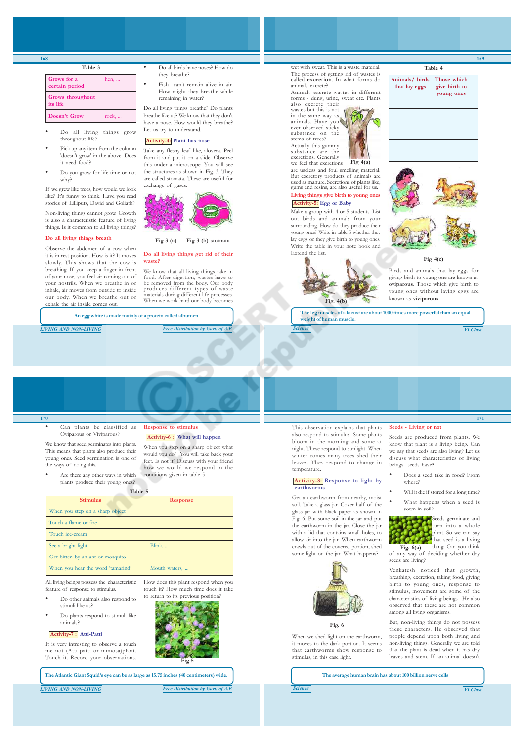**Table 3**

| Grows for a certain period | hen, ... |
|---|---|
| Grows throughout its life | |
| Doesn't Grow | rock, ... |

- Do all living things grow throughout life?
- Pick up any item from the column 'doesn't grow' in the above. Does it need food?
- Do you grow for life time or not why?

If we grew like trees, how would we look like? It's funny to think. Have you read stories of Lilliputs, David and Goliath?

Non-living things cannot grow. Growth is also a characteristic feature of living things. Is it common to all living things?

## Do all living things breath

Observe the abdomen of a cow when it is in rest position. How is it? It moves slowly. This shows that the cow is breathing. If you keep a finger in front of your nose, you feel air coming out of your nostrils. When we breathe in or inhale, air moves from outside to inside our body. When we breathe out or exhale the air inside comes out.

- Do all birds have noses? How do they breathe?
- Fish can't remain alive in air. How might they breathe while remaining in water?

Do all living things breathe? Do plants breathe like us? We know that they don't have a nose. How would they breathe? Let us try to understand.

### Activity-4: Plant has nose

Take any fleshy leaf like, alovera. Peel from it and put it on a slide. Observe this under a microscope. You will see the structures as shown in Fig. 3. They are called stomata. These are useful for exchange of gases.

Fig 3 (a) Fig 3 (b) stomata

## Do all living things get rid of their waste?

We know that all living things take in food. After digestion, wastes have to be removed from the body. Our body produces different types of waste materials during different life processes. When we work hard our body becomes wet with sweat. This is a waste material.

An egg white is made mainly of a protein called albumen

The process of getting rid of wastes is called **excretion**. In what forms do animals excrete?

Animals excrete wastes in different forms - dung, urine, sweat etc. Plants also excrete their wastes but this is not in the same way as animals. Have you ever observed sticky substance on the stems of trees?

Actually this gummy substance are the excretions. Generally we feel that excretions are useless and foul smelling material. But excretory products of animals are used as manure. Secretions of plants like, gums and resins, are also useful for us.

Fig 4(a)

## Living things give birth to young ones

### Activity-5: Egg or Baby

Make a group with 4 or 5 students. List out birds and animals from your surrounding. How do they produce their young ones? Write in table 5 whether they lay eggs or they give birth to young ones. Write the table in your note book and Extend the list.

Fig. 4(b)

**Table 4**

| Animals/ birds that lay eggs | Those which give birth to young ones |
|---|---|
| | |
| | |
| | |
| | |
| | |
| | |

Fig 4(c)

Birds and animals that lay eggs for giving birth to young one are known as **oviparous**. Those which give birth to young ones without laying eggs are known as **viviparous**.

The leg muscles of a locust are about 1000 times more powerful than an equal weight of human muscle.

- Can plants be classified as Oviparous or Viviparous?

We know that seed germinates into plants. This means that plants also produce their young ones too. Seed germination is one of the ways of doing this.

- Are there any other ways in which plants produce their young ones?

## Response to stimulus

### Activity-6 : What will happen

When you step on a sharp object what would you do? You will take back your feet. Is not it? Discuss with your friend how we would we respond in the conditions given in table 5

**Table 5**

| Stimulus | Response |
|---|---|
| When you step on a sharp object | |
| Touch a flame or fire | |
| Touch ice-cream | |
| See a bright light | Blink, ... |
| Get bitten by an ant or mosquito | |
| When you hear the word 'tamarind' | Mouth waters, ... |

All living beings possess the characteristic feature of response to stimulus.

- Do other animals also respond to stimuli like us?
- Do plants respond to stimuli like animals?

### Activity-7 : Atti-Patti

It is very intresting to observe a touch me not (Atti-patti or mimosa)plant. Touch it. Record your observations.

How does this plant respond when you touch it? How much time does it take to return to its previous position?

Fig 5

The Atlantic Giant Squid's eye can be as large as 15.75 inches (40 centimeters) wide.

This observation explains that plants also respond to stimulus. Some plants bloom in the morning and some at night. These respond to sunlight. When winter comes many trees shed their leaves. They respond to change in temperature.

### Activity-8: Response to light by earthworms

Get an earthworm from nearby, moist soil. Take a glass jar. Cover half of the glass jar with black paper as shown in Fig. 6. Put some soil in the jar and put the earthworm in the jar. Close the jar with a lid that contains small holes, to allow air into the jar. When earthworm crawls out of the covered portion, shed some light on the jar. What happens?

Fig. 6

When we shed light on the earthworm, it moves to the dark portion. It seems that earthworms show response to stimulus, in this case light.

## Seeds - Living or not

Seeds are produced from plants. We know that plant is a living being. Can we say that seeds are also living? Let us discuss what characteristics of living beings seeds have?

- Does a seed take in food? From where?
- Will it die if stored for a long time?
- What happens when a seed is sown in soil?

Seeds germinate and turn into a whole plant. So we can say that seed is a living thing. Can you think of any way of deciding whether dry seeds are living?

Fig. 6(a)

Venkatesh noticed that growth, breathing, excretion, taking food, giving birth to young ones, response to stimulus, movement are some of the characteristics of living beings. He also observed that these are not common among all living organisms.

But, non-living things do not possess these characters. He observed that people depend upon both living and non-living things. Generally we are told that the plant is dead when it has dry leaves and stem. If an animal doesn't

The average human brain has about 100 billion nerve cells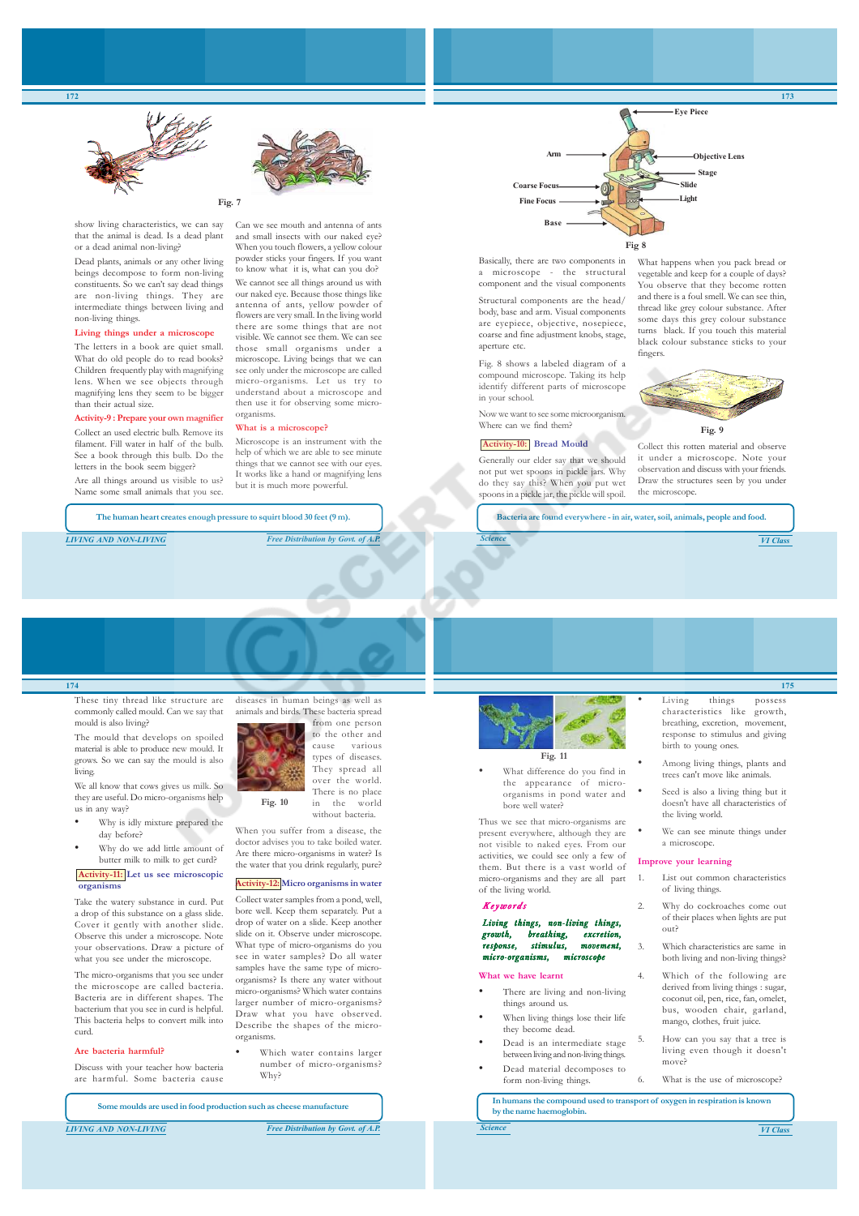Fig. 7

show living characteristics, we can say that the animal is dead. Is a dead plant or a dead animal non-living?

Dead plants, animals or any other living beings decompose to form non-living constituents. So we can't say dead things are non-living things. They are intermediate things between living and non-living things.

### Living things under a microscope

The letters in a book are quiet small. What do old people do to read books? Children frequently play with magnifying lens. When we see objects through magnifying lens they seem to be bigger than their actual size.

#### Activity-9 : Prepare your own magnifier

Collect an used electric bulb. Remove its filament. Fill water in half of the bulb. See a book through this bulb. Do the letters in the book seem bigger?

Are all things around us visible to us? Name some small animals that you see.

Can we see mouth and antenna of ants and small insects with our naked eye? When you touch flowers, a yellow colour powder sticks your fingers. If you want to know what it is, what can you do?

We cannot see all things around us with our naked eye. Because those things like antenna of ants, yellow powder of flowers are very small. In the living world there are some things that are not visible. We cannot see them. We can see those small organisms under a microscope. Living beings that we can see only under the microscope are called micro-organisms. Let us try to understand about a microscope and then use it for observing some micro-organisms.

### What is a microscope?

Microscope is an instrument with the help of which we are able to see minute things that we cannot see with our eyes. It works like a hand or magnifying lens but it is much more powerful.

> The human heart creates enough pressure to squirt blood 30 feet (9 m).

Eye Piece, Arm, Objective Lens, Stage, Coarse Focus, Slide, Fine Focus, Light, Base

Fig 8

Basically, there are two components in a microscope - the structural component and the visual components

Structural components are the head/ body, base and arm. Visual components are eyepiece, objective, nosepiece, coarse and fine adjustment knobs, stage, aperture etc.

Fig. 8 shows a labeled diagram of a compound microscope. Taking its help identify different parts of microscope in your school.

Now we want to see some microorganism. Where can we find them?

#### Activity-10: Bread Mould

Generally our elder say that we should not put wet spoons in pickle jars. Why do they say this? When you put wet spoons in a pickle jar, the pickle will spoil.

What happens when you pack bread or vegetable and keep for a couple of days? You observe that they become rotten and there is a foul smell. We can see thin, thread like grey colour substance. After some days this grey colour substance turns black. If you touch this material black colour substance sticks to your fingers.

Fig. 9

Collect this rotten material and observe it under a microscope. Note your observation and discuss with your friends. Draw the structures seen by you under the microscope.

> Bacteria are found everywhere - in air, water, soil, animals, people and food.

These tiny thread like structure are commonly called mould. Can we say that mould is also living?

The mould that develops on spoiled material is able to produce new mould. It grows. So we can say the mould is also living.

We all know that cows gives us milk. So they are useful. Do micro-organisms help us in any way?

- Why is idly mixture prepared the day before?
- Why do we add little amount of butter milk to milk to get curd?

#### Activity-11: Let us see microscopic organisms

Take the watery substance in curd. Put a drop of this substance on a glass slide. Cover it gently with another slide. Observe this under a microscope. Note your observations. Draw a picture of what you see under the microscope.

The micro-organisms that you see under the microscope are called bacteria. Bacteria are in different shapes. The bacterium that you see in curd is helpful. This bacteria helps to convert milk into curd.

### Are bacteria harmful?

Discuss with your teacher how bacteria are harmful. Some bacteria cause diseases in human beings as well as animals and birds. These bacteria spread from one person to the other and cause various types of diseases. They spread all over the world. There is no place in the world without bacteria.

Fig. 10

When you suffer from a disease, the doctor advises you to take boiled water. Are there micro-organisms in water? Is the water that you drink regularly, pure?

#### Activity-12: Micro organisms in water

Collect water samples from a pond, well, bore well. Keep them separately. Put a drop of water on a slide. Keep another slide on it. Observe under microscope. What type of micro-organisms do you see in water samples? Do all water samples have the same type of micro-organisms? Is there any water without micro-organisms? Which water contains larger number of micro-organisms? Draw what you have observed. Describe the shapes of the micro-organisms.

- Which water contains larger number of micro-organisms? Why?

> Some moulds are used in food production such as cheese manufacture

Fig. 11

- What difference do you find in the appearance of micro-organisms in pond water and bore well water?

Thus we see that micro-organisms are present everywhere, although they are not visible to naked eyes. From our activities, we could see only a few of them. But there is a vast world of micro-organisms and they are all part of the living world.

### Keywords

***Living things, non-living things, growth, breathing, excretion, response, stimulus, movement, micro-organisms, microscope***

### What we have learnt

- There are living and non-living things around us.
- When living things lose their life they become dead.
- Dead is an intermediate stage between living and non-living things.
- Dead material decomposes to form non-living things.
- Living things possess characteristics like growth, breathing, excretion, movement, response to stimulus and giving birth to young ones.
- Among living things, plants and trees can't move like animals.
- Seed is also a living thing but it doesn't have all characteristics of the living world.
- We can see minute things under a microscope.

### Improve your learning

1. List out common characteristics of living things.
2. Why do cockroaches come out of their places when lights are put out?
3. Which characteristics are same in both living and non-living things?
4. Which of the following are derived from living things : sugar, coconut oil, pen, rice, fan, omelet, bus, wooden chair, garland, mango, clothes, fruit juice.
5. How can you say that a tree is living even though it doesn't move?
6. What is the use of microscope?

> In humans the compound used to transport of oxygen in respiration is known by the name haemoglobin.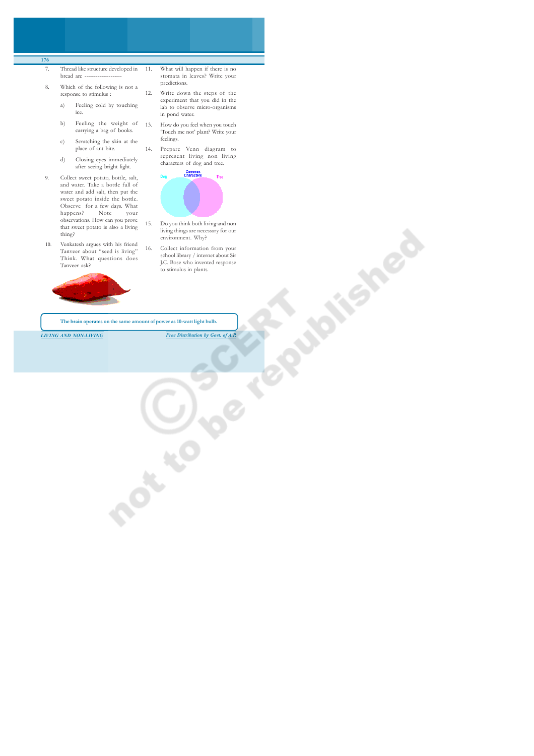7. Thread like structure developed in bread are --------------------

8. Which of the following is not a response to stimulus :

   a) Feeling cold by touching ice.

   b) Feeling the weight of carrying a bag of books.

   c) Scratching the skin at the place of ant bite.

   d) Closing eyes immediately after seeing bright light.

9. Collect sweet potato, bottle, salt, and water. Take a bottle full of water and add salt, then put the sweet potato inside the bottle. Observe for a few days. What happens? Note your observations. How can you prove that sweet potato is also a living thing?

10. Venkatesh argues with his friend Tanveer about "seed is living" Think. What questions does Tanveer ask?

11. What will happen if there is no stomata in leaves? Write your predictions.

12. Write down the steps of the experiment that you did in the lab to observe micro-organisms in pond water.

13. How do you feel when you touch 'Touch me not' plant? Write your feelings.

14. Prepare Venn diagram to represent living non living characters of dog and tree.

Dog

Common Characters

Tree

15. Do you think both living and non living things are necessary for our environment. Why?

16. Collect information from your school library / internet about Sir J.C. Bose who invented response to stimulus in plants.

**The brain operates on the same amount of power as 10-watt light bulb.**